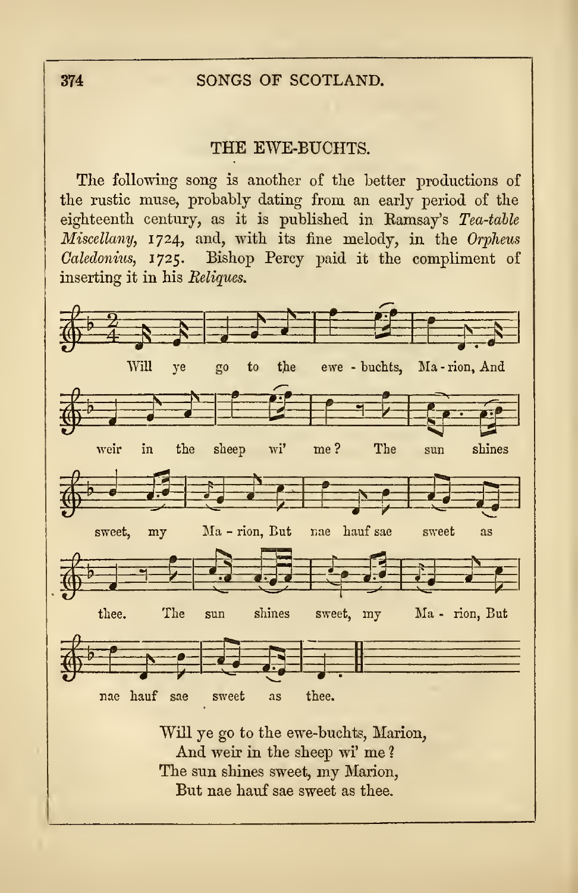## THE EWE-BUCHTS.

The following song is another of the better productions of the rustic muse, probably dating from an early period of the eighteenth century, as it is published in Ramsay's *Tea-table Miscellany*, 1724, and, with its fine melody, in the *Orpheus Caledonius*, 1725. Bishop Percy paid it the compliment of inserting it in his *Reliques*.

Will ye go to the ewe-buchts, Marion,
And weir in the sheep wi' me?
The sun shines sweet, my Marion,
But nae hauf sae sweet as thee.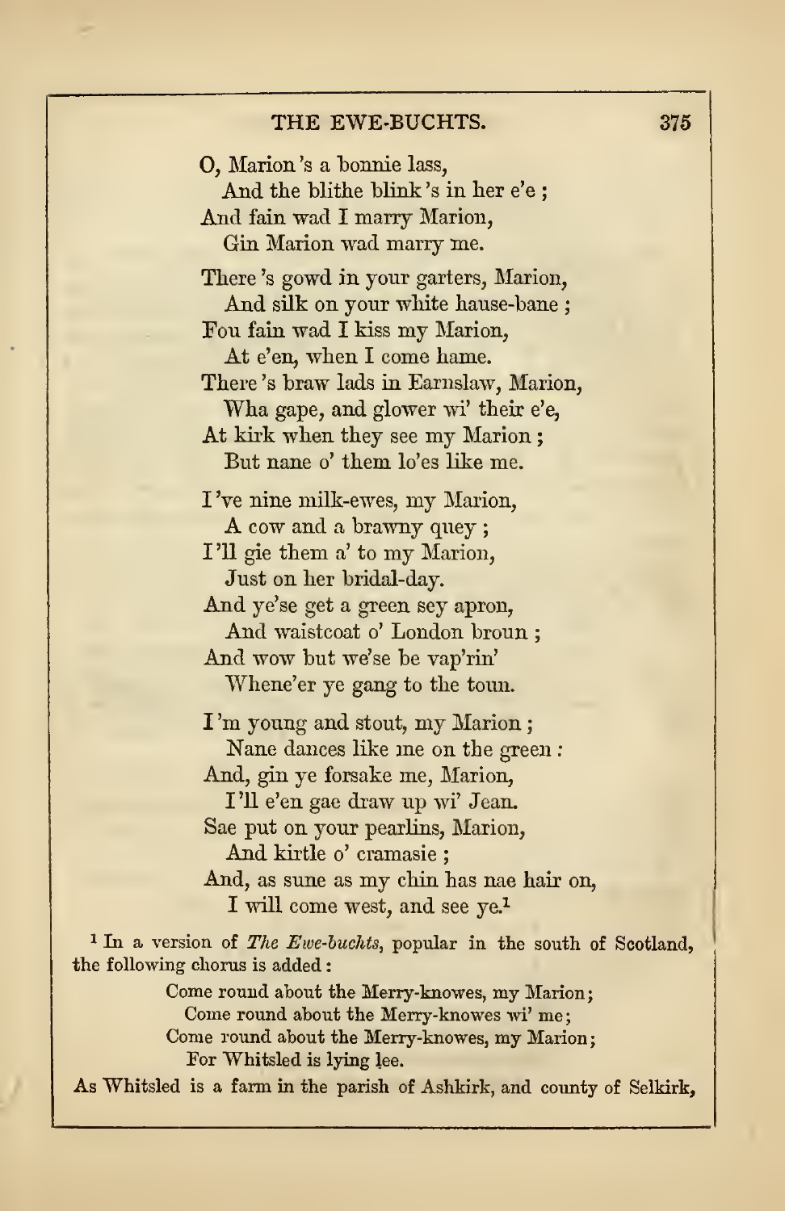O, Marion 's a bonnie lass,
  And the blithe blink 's in her e'e ;
And fain wad I marry Marion,
  Gin Marion wad marry me.

There 's gowd in your garters, Marion,
  And silk on your white hause-bane ;
Fou fain wad I kiss my Marion,
  At e'en, when I come hame.
There 's braw lads in Earnslaw, Marion,
  Wha gape, and glower wi' their e'e,
At kirk when they see my Marion ;
  But nane o' them lo'es like me.

I 've nine milk-ewes, my Marion,
  A cow and a brawny quey ;
I 'll gie them a' to my Marion,
  Just on her bridal-day.
And ye'se get a green sey apron,
  And waistcoat o' London broun ;
And wow but we'se be vap'rin'
  Whene'er ye gang to the toun.

I 'm young and stout, my Marion ;
  Nane dances like me on the green :
And, gin ye forsake me, Marion,
  I 'll e'en gae draw up wi' Jean.
Sae put on your pearlins, Marion,
  And kirtle o' cramasie ;
And, as sune as my chin has nae hair on,
  I will come west, and see ye.[1]

[1] In a version of *The Ewe-buchts*, popular in the south of Scotland, the following chorus is added :

Come round about the Merry-knowes, my Marion;
Come round about the Merry-knowes wi' me;
Come round about the Merry-knowes, my Marion;
For Whitsled is lying lee.

As Whitsled is a farm in the parish of Ashkirk, and county of Selkirk,